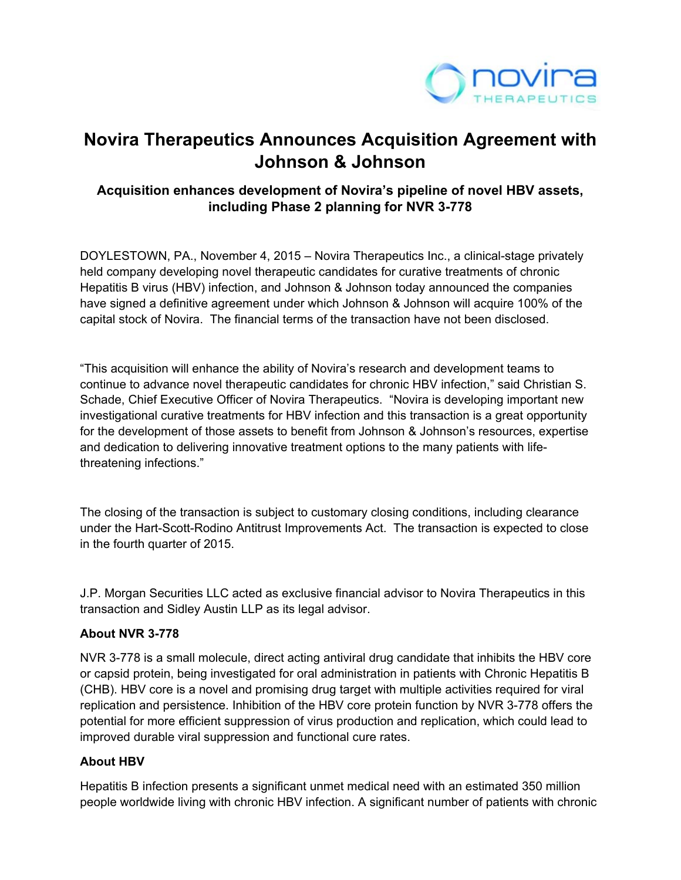# Novira Therapeutics Announces Acquisition Agreement with Johnson & Johnson

### Acquisition enhances development of Novira's pipeline of novel HBV assets, including Phase 2 planning for NVR 3-778

DOYLESTOWN, PA., November 4, 2015 – Novira Therapeutics Inc., a clinical-stage privately held company developing novel therapeutic candidates for curative treatments of chronic Hepatitis B virus (HBV) infection, and Johnson & Johnson today announced the companies have signed a definitive agreement under which Johnson & Johnson will acquire 100% of the capital stock of Novira. The financial terms of the transaction have not been disclosed.

"This acquisition will enhance the ability of Novira's research and development teams to continue to advance novel therapeutic candidates for chronic HBV infection," said Christian S. Schade, Chief Executive Officer of Novira Therapeutics. "Novira is developing important new investigational curative treatments for HBV infection and this transaction is a great opportunity for the development of those assets to benefit from Johnson & Johnson's resources, expertise and dedication to delivering innovative treatment options to the many patients with life-threatening infections."

The closing of the transaction is subject to customary closing conditions, including clearance under the Hart-Scott-Rodino Antitrust Improvements Act. The transaction is expected to close in the fourth quarter of 2015.

J.P. Morgan Securities LLC acted as exclusive financial advisor to Novira Therapeutics in this transaction and Sidley Austin LLP as its legal advisor.

**About NVR 3-778**

NVR 3-778 is a small molecule, direct acting antiviral drug candidate that inhibits the HBV core or capsid protein, being investigated for oral administration in patients with Chronic Hepatitis B (CHB). HBV core is a novel and promising drug target with multiple activities required for viral replication and persistence. Inhibition of the HBV core protein function by NVR 3-778 offers the potential for more efficient suppression of virus production and replication, which could lead to improved durable viral suppression and functional cure rates.

**About HBV**

Hepatitis B infection presents a significant unmet medical need with an estimated 350 million people worldwide living with chronic HBV infection. A significant number of patients with chronic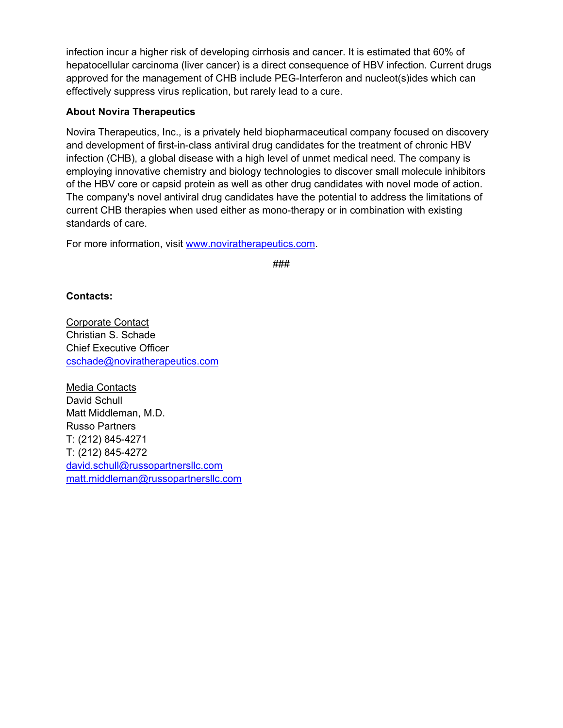infection incur a higher risk of developing cirrhosis and cancer. It is estimated that 60% of hepatocellular carcinoma (liver cancer) is a direct consequence of HBV infection. Current drugs approved for the management of CHB include PEG-Interferon and nucleot(s)ides which can effectively suppress virus replication, but rarely lead to a cure.

**About Novira Therapeutics**

Novira Therapeutics, Inc., is a privately held biopharmaceutical company focused on discovery and development of first-in-class antiviral drug candidates for the treatment of chronic HBV infection (CHB), a global disease with a high level of unmet medical need. The company is employing innovative chemistry and biology technologies to discover small molecule inhibitors of the HBV core or capsid protein as well as other drug candidates with novel mode of action. The company's novel antiviral drug candidates have the potential to address the limitations of current CHB therapies when used either as mono-therapy or in combination with existing standards of care.

For more information, visit www.noviratherapeutics.com.

###

**Contacts:**

Corporate Contact
Christian S. Schade
Chief Executive Officer
cschade@noviratherapeutics.com

Media Contacts
David Schull
Matt Middleman, M.D.
Russo Partners
T: (212) 845-4271
T: (212) 845-4272
david.schull@russopartnersllc.com
matt.middleman@russopartnersllc.com